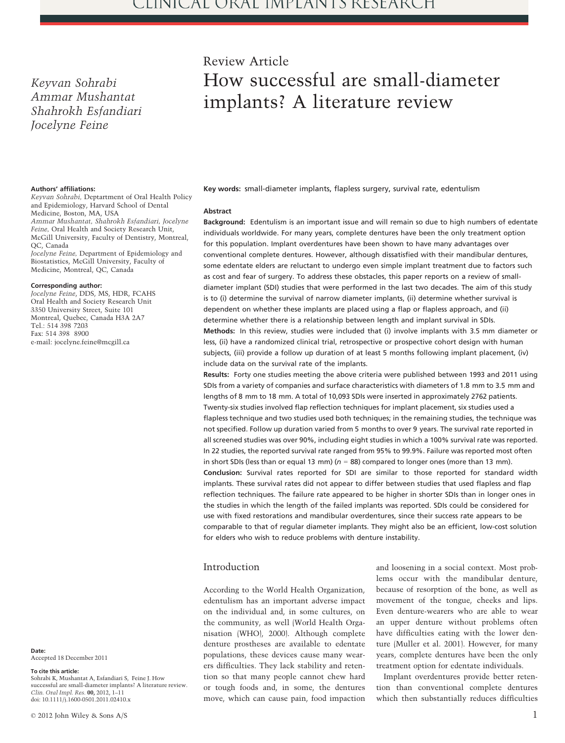Review Article

# How successful are small-diameter implants? A literature review

*Keyvan Sohrabi*
*Ammar Mushantat*
*Shahrokh Esfandiari*
*Jocelyne Feine*

**Authors' affiliations:**
*Keyvan Sohrabi*, Deptartment of Oral Health Policy and Epidemiology, Harvard School of Dental Medicine, Boston, MA, USA
*Ammar Mushantat, Shahrokh Esfandiari, Jocelyne Feine*, Oral Health and Society Research Unit, McGill University, Faculty of Dentistry, Montreal, QC, Canada
*Jocelyne Feine*, Department of Epidemiology and Biostatistics, McGill University, Faculty of Medicine, Montreal, QC, Canada

**Corresponding author:**
*Jocelyne Feine*, DDS, MS, HDR, FCAHS
Oral Health and Society Research Unit
3350 University Street, Suite 101
Montreal, Quebec, Canada H3A 2A7
Tel.: 514 398 7203
Fax: 514 398 8900
e-mail: jocelyne.feine@mcgill.ca

**Key words:** small-diameter implants, flapless surgery, survival rate, edentulism

## Abstract

**Background:** Edentulism is an important issue and will remain so due to high numbers of edentate individuals worldwide. For many years, complete dentures have been the only treatment option for this population. Implant overdentures have been shown to have many advantages over conventional complete dentures. However, although dissatisfied with their mandibular dentures, some edentate elders are reluctant to undergo even simple implant treatment due to factors such as cost and fear of surgery. To address these obstacles, this paper reports on a review of small-diameter implant (SDI) studies that were performed in the last two decades. The aim of this study is to (i) determine the survival of narrow diameter implants, (ii) determine whether survival is dependent on whether these implants are placed using a flap or flapless approach, and (ii) determine whether there is a relationship between length and implant survival in SDIs.

**Methods:** In this review, studies were included that (i) involve implants with 3.5 mm diameter or less, (ii) have a randomized clinical trial, retrospective or prospective cohort design with human subjects, (iii) provide a follow up duration of at least 5 months following implant placement, (iv) include data on the survival rate of the implants.

**Results:** Forty one studies meeting the above criteria were published between 1993 and 2011 using SDIs from a variety of companies and surface characteristics with diameters of 1.8 mm to 3.5 mm and lengths of 8 mm to 18 mm. A total of 10,093 SDIs were inserted in approximately 2762 patients. Twenty-six studies involved flap reflection techniques for implant placement, six studies used a flapless technique and two studies used both techniques; in the remaining studies, the technique was not specified. Follow up duration varied from 5 months to over 9 years. The survival rate reported in all screened studies was over 90%, including eight studies in which a 100% survival rate was reported. In 22 studies, the reported survival rate ranged from 95% to 99.9%. Failure was reported most often in short SDIs (less than or equal 13 mm) ($n = 88$) compared to longer ones (more than 13 mm).

**Conclusion:** Survival rates reported for SDI are similar to those reported for standard width implants. These survival rates did not appear to differ between studies that used flapless and flap reflection techniques. The failure rate appeared to be higher in shorter SDIs than in longer ones in the studies in which the length of the failed implants was reported. SDIs could be considered for use with fixed restorations and mandibular overdentures, since their success rate appears to be comparable to that of regular diameter implants. They might also be an efficient, low-cost solution for elders who wish to reduce problems with denture instability.

## Introduction

According to the World Health Organization, edentulism has an important adverse impact on the individual and, in some cultures, on the community, as well (World Health Organisation (WHO), 2000). Although complete denture prostheses are available to edentate populations, these devices cause many wearers difficulties. They lack stability and retention so that many people cannot chew hard or tough foods and, in some, the dentures move, which can cause pain, food impaction and loosening in a social context. Most problems occur with the mandibular denture, because of resorption of the bone, as well as movement of the tongue, cheeks and lips. Even denture-wearers who are able to wear an upper denture without problems often have difficulties eating with the lower denture (Muller et al. 2001). However, for many years, complete dentures have been the only treatment option for edentate individuals.

Implant overdentures provide better retention than conventional complete dentures which then substantially reduces difficulties

**Date:**
Accepted 18 December 2011

**To cite this article:**
Sohrabi K, Mushantat A, Esfandiari S, Feine J. How successful are small-diameter implants? A literature review. *Clin. Oral Impl. Res.* **00**, 2012, 1–11
doi: 10.1111/j.1600-0501.2011.02410.x

© 2012 John Wiley & Sons A/S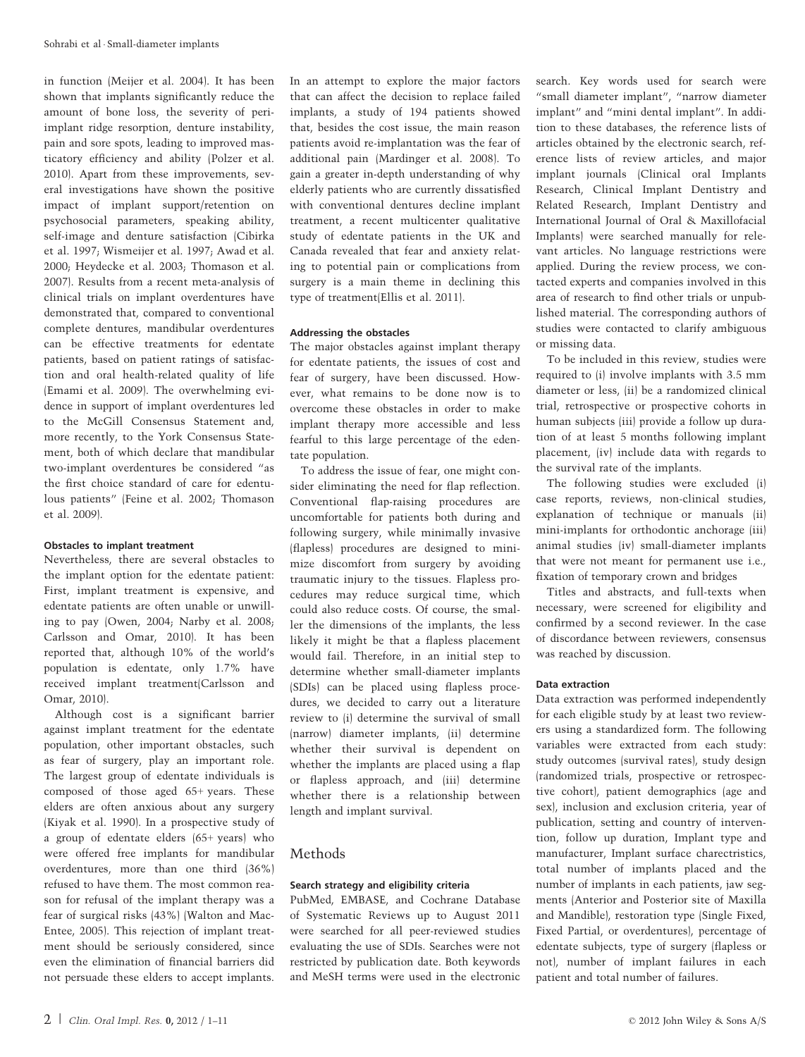in function (Meijer et al. 2004). It has been shown that implants significantly reduce the amount of bone loss, the severity of peri-implant ridge resorption, denture instability, pain and sore spots, leading to improved masticatory efficiency and ability (Polzer et al. 2010). Apart from these improvements, several investigations have shown the positive impact of implant support/retention on psychosocial parameters, speaking ability, self-image and denture satisfaction (Cibirka et al. 1997; Wismeijer et al. 1997; Awad et al. 2000; Heydecke et al. 2003; Thomason et al. 2007). Results from a recent meta-analysis of clinical trials on implant overdentures have demonstrated that, compared to conventional complete dentures, mandibular overdentures can be effective treatments for edentate patients, based on patient ratings of satisfaction and oral health-related quality of life (Emami et al. 2009). The overwhelming evidence in support of implant overdentures led to the McGill Consensus Statement and, more recently, to the York Consensus Statement, both of which declare that mandibular two-implant overdentures be considered "as the first choice standard of care for edentulous patients" (Feine et al. 2002; Thomason et al. 2009).

#### Obstacles to implant treatment

Nevertheless, there are several obstacles to the implant option for the edentate patient: First, implant treatment is expensive, and edentate patients are often unable or unwilling to pay (Owen, 2004; Narby et al. 2008; Carlsson and Omar, 2010). It has been reported that, although 10% of the world's population is edentate, only 1.7% have received implant treatment(Carlsson and Omar, 2010).

Although cost is a significant barrier against implant treatment for the edentate population, other important obstacles, such as fear of surgery, play an important role. The largest group of edentate individuals is composed of those aged 65+ years. These elders are often anxious about any surgery (Kiyak et al. 1990). In a prospective study of a group of edentate elders (65+ years) who were offered free implants for mandibular overdentures, more than one third (36%) refused to have them. The most common reason for refusal of the implant therapy was a fear of surgical risks (43%) (Walton and MacEntee, 2005). This rejection of implant treatment should be seriously considered, since even the elimination of financial barriers did not persuade these elders to accept implants. In an attempt to explore the major factors that can affect the decision to replace failed implants, a study of 194 patients showed that, besides the cost issue, the main reason patients avoid re-implantation was the fear of additional pain (Mardinger et al. 2008). To gain a greater in-depth understanding of why elderly patients who are currently dissatisfied with conventional dentures decline implant treatment, a recent multicenter qualitative study of edentate patients in the UK and Canada revealed that fear and anxiety relating to potential pain or complications from surgery is a main theme in declining this type of treatment(Ellis et al. 2011).

#### Addressing the obstacles

The major obstacles against implant therapy for edentate patients, the issues of cost and fear of surgery, have been discussed. However, what remains to be done now is to overcome these obstacles in order to make implant therapy more accessible and less fearful to this large percentage of the edentate population.

To address the issue of fear, one might consider eliminating the need for flap reflection. Conventional flap-raising procedures are uncomfortable for patients both during and following surgery, while minimally invasive (flapless) procedures are designed to minimize discomfort from surgery by avoiding traumatic injury to the tissues. Flapless procedures may reduce surgical time, which could also reduce costs. Of course, the smaller the dimensions of the implants, the less likely it might be that a flapless placement would fail. Therefore, in an initial step to determine whether small-diameter implants (SDIs) can be placed using flapless procedures, we decided to carry out a literature review to (i) determine the survival of small (narrow) diameter implants, (ii) determine whether their survival is dependent on whether the implants are placed using a flap or flapless approach, and (iii) determine whether there is a relationship between length and implant survival.

## Methods

#### Search strategy and eligibility criteria

PubMed, EMBASE, and Cochrane Database of Systematic Reviews up to August 2011 were searched for all peer-reviewed studies evaluating the use of SDIs. Searches were not restricted by publication date. Both keywords and MeSH terms were used in the electronic search. Key words used for search were "small diameter implant", "narrow diameter implant" and "mini dental implant". In addition to these databases, the reference lists of articles obtained by the electronic search, reference lists of review articles, and major implant journals (Clinical oral Implants Research, Clinical Implant Dentistry and Related Research, Implant Dentistry and International Journal of Oral & Maxillofacial Implants) were searched manually for relevant articles. No language restrictions were applied. During the review process, we contacted experts and companies involved in this area of research to find other trials or unpublished material. The corresponding authors of studies were contacted to clarify ambiguous or missing data.

To be included in this review, studies were required to (i) involve implants with 3.5 mm diameter or less, (ii) be a randomized clinical trial, retrospective or prospective cohorts in human subjects (iii) provide a follow up duration of at least 5 months following implant placement, (iv) include data with regards to the survival rate of the implants.

The following studies were excluded (i) case reports, reviews, non-clinical studies, explanation of technique or manuals (ii) mini-implants for orthodontic anchorage (iii) animal studies (iv) small-diameter implants that were not meant for permanent use i.e., fixation of temporary crown and bridges

Titles and abstracts, and full-texts when necessary, were screened for eligibility and confirmed by a second reviewer. In the case of discordance between reviewers, consensus was reached by discussion.

#### Data extraction

Data extraction was performed independently for each eligible study by at least two reviewers using a standardized form. The following variables were extracted from each study: study outcomes (survival rates), study design (randomized trials, prospective or retrospective cohort), patient demographics (age and sex), inclusion and exclusion criteria, year of publication, setting and country of intervention, follow up duration, Implant type and manufacturer, Implant surface charectristics, total number of implants placed and the number of implants in each patients, jaw segments (Anterior and Posterior site of Maxilla and Mandible), restoration type (Single Fixed, Fixed Partial, or overdentures), percentage of edentate subjects, type of surgery (flapless or not), number of implant failures in each patient and total number of failures.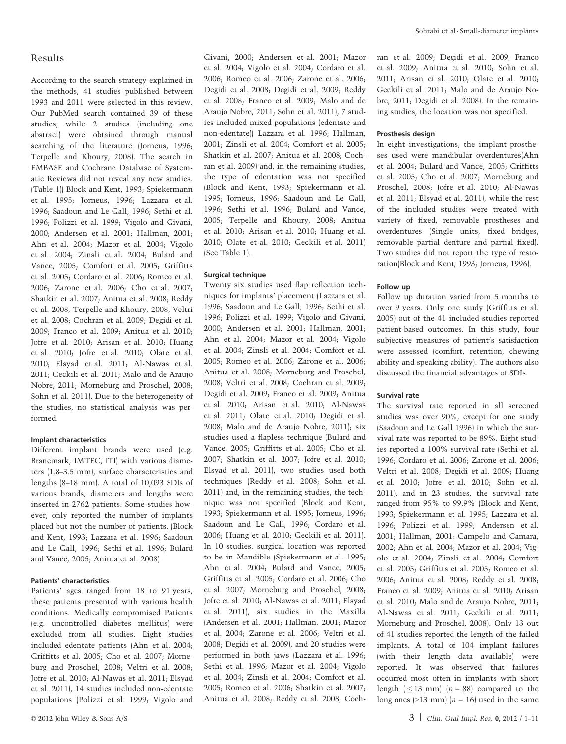## Results

According to the search strategy explained in the methods, 41 studies published between 1993 and 2011 were selected in this review. Our PubMed search contained 39 of these studies, while 2 studies (including one abstract) were obtained through manual searching of the literature (Jorneus, 1996; Terpelle and Khoury, 2008). The search in EMBASE and Cochrane Database of Systematic Reviews did not reveal any new studies. (Table 1)( Block and Kent, 1993; Spiekermann et al. 1995; Jorneus, 1996; Lazzara et al. 1996; Saadoun and Le Gall, 1996; Sethi et al. 1996; Polizzi et al. 1999; Vigolo and Givani, 2000; Andersen et al. 2001; Hallman, 2001; Ahn et al. 2004; Mazor et al. 2004; Vigolo et al. 2004; Zinsli et al. 2004; Bulard and Vance, 2005; Comfort et al. 2005; Griffitts et al. 2005; Cordaro et al. 2006; Romeo et al. 2006; Zarone et al. 2006; Cho et al. 2007; Shatkin et al. 2007; Anitua et al. 2008; Reddy et al. 2008; Terpelle and Khoury, 2008; Veltri et al. 2008; Cochran et al. 2009; Degidi et al. 2009; Franco et al. 2009; Anitua et al. 2010; Jofre et al. 2010; Arisan et al. 2010; Huang et al. 2010; Jofre et al. 2010; Olate et al. 2010; Elsyad et al. 2011; Al-Nawas et al. 2011; Geckili et al. 2011; Malo and de Araujo Nobre, 2011; Morneburg and Proschel, 2008; Sohn et al. 2011). Due to the heterogeneity of the studies, no statistical analysis was performed.

#### Implant characteristics

Different implant brands were used (e.g. Branemark, IMTEC, ITI) with various diameters (1.8–3.5 mm), surface characteristics and lengths (8–18 mm). A total of 10,093 SDIs of various brands, diameters and lengths were inserted in 2762 patients. Some studies however, only reported the number of implants placed but not the number of patients. (Block and Kent, 1993; Lazzara et al. 1996; Saadoun and Le Gall, 1996; Sethi et al. 1996; Bulard and Vance, 2005; Anitua et al. 2008)

#### Patients' characteristics

Patients' ages ranged from 18 to 91 years, these patients presented with various health conditions. Medically compromised Patients (e.g. uncontrolled diabetes mellitus) were excluded from all studies. Eight studies included edentate patients (Ahn et al. 2004; Griffitts et al. 2005; Cho et al. 2007; Morneburg and Proschel, 2008; Veltri et al. 2008; Jofre et al. 2010; Al-Nawas et al. 2011; Elsyad et al. 2011), 14 studies included non-edentate populations (Polizzi et al. 1999; Vigolo and Givani, 2000; Andersen et al. 2001; Mazor et al. 2004; Vigolo et al. 2004; Cordaro et al. 2006; Romeo et al. 2006; Zarone et al. 2006; Degidi et al. 2008; Degidi et al. 2009; Reddy et al. 2008; Franco et al. 2009; Malo and de Araujo Nobre, 2011; Sohn et al. 2011), 7 studies included mixed populations (edentate and non-edentate)( Lazzara et al. 1996; Hallman, 2001; Zinsli et al. 2004; Comfort et al. 2005; Shatkin et al. 2007; Anitua et al. 2008; Cochran et al. 2009) and, in the remaining studies, the type of edentation was not specified (Block and Kent, 1993; Spiekermann et al. 1995; Jorneus, 1996; Saadoun and Le Gall, 1996; Sethi et al. 1996; Bulard and Vance, 2005; Terpelle and Khoury, 2008; Anitua et al. 2010; Arisan et al. 2010; Huang et al. 2010; Olate et al. 2010; Geckili et al. 2011) (See Table 1).

#### Surgical technique

Twenty six studies used flap reflection techniques for implants' placement (Lazzara et al. 1996; Saadoun and Le Gall, 1996; Sethi et al. 1996; Polizzi et al. 1999; Vigolo and Givani, 2000; Andersen et al. 2001; Hallman, 2001; Ahn et al. 2004; Mazor et al. 2004; Vigolo et al. 2004; Zinsli et al. 2004; Comfort et al. 2005; Romeo et al. 2006; Zarone et al. 2006; Anitua et al. 2008; Morneburg and Proschel, 2008; Veltri et al. 2008; Cochran et al. 2009; Degidi et al. 2009; Franco et al. 2009; Anitua et al. 2010; Arisan et al. 2010; Al-Nawas et al. 2011; Olate et al. 2010; Degidi et al. 2008; Malo and de Araujo Nobre, 2011); six studies used a flapless technique (Bulard and Vance, 2005; Griffitts et al. 2005; Cho et al. 2007; Shatkin et al. 2007; Jofre et al. 2010; Elsyad et al. 2011), two studies used both techniques (Reddy et al. 2008; Sohn et al. 2011) and, in the remaining studies, the technique was not specified (Block and Kent, 1993; Spiekermann et al. 1995; Jorneus, 1996; Saadoun and Le Gall, 1996; Cordaro et al. 2006; Huang et al. 2010; Geckili et al. 2011). In 10 studies, surgical location was reported to be in Mandible (Spiekermann et al. 1995; Ahn et al. 2004; Bulard and Vance, 2005; Griffitts et al. 2005; Cordaro et al. 2006; Cho et al. 2007; Morneburg and Proschel, 2008; Jofre et al. 2010; Al-Nawas et al. 2011; Elsyad et al. 2011), six studies in the Maxilla (Andersen et al. 2001; Hallman, 2001; Mazor et al. 2004; Zarone et al. 2006; Veltri et al. 2008; Degidi et al. 2009), and 20 studies were performed in both jaws (Lazzara et al. 1996; Sethi et al. 1996; Mazor et al. 2004; Vigolo et al. 2004; Zinsli et al. 2004; Comfort et al. 2005; Romeo et al. 2006; Shatkin et al. 2007; Anitua et al. 2008; Reddy et al. 2008; Cochran et al. 2009; Degidi et al. 2009; Franco et al. 2009; Anitua et al. 2010; Sohn et al. 2011; Arisan et al. 2010; Olate et al. 2010; Geckili et al. 2011; Malo and de Araujo Nobre, 2011; Degidi et al. 2008). In the remaining studies, the location was not specified.

#### Prosthesis design

In eight investigations, the implant prostheses used were mandibular overdentures(Ahn et al. 2004; Bulard and Vance, 2005; Griffitts et al. 2005; Cho et al. 2007; Morneburg and Proschel, 2008; Jofre et al. 2010; Al-Nawas et al. 2011; Elsyad et al. 2011), while the rest of the included studies were treated with variety of fixed, removable prostheses and overdentures (Single units, fixed bridges, removable partial denture and partial fixed). Two studies did not report the type of restoration(Block and Kent, 1993; Jorneus, 1996).

#### Follow up

Follow up duration varied from 5 months to over 9 years. Only one study (Griffitts et al. 2005) out of the 41 included studies reported patient-based outcomes. In this study, four subjective measures of patient's satisfaction were assessed (comfort, retention, chewing ability and speaking ability). The authors also discussed the financial advantages of SDIs.

#### Survival rate

The survival rate reported in all screened studies was over 90%, except for one study (Saadoun and Le Gall 1996) in which the survival rate was reported to be 89%. Eight studies reported a 100% survival rate (Sethi et al. 1996; Cordaro et al. 2006; Zarone et al. 2006; Veltri et al. 2008; Degidi et al. 2009; Huang et al. 2010; Jofre et al. 2010; Sohn et al. 2011), and in 23 studies, the survival rate ranged from 95% to 99.9% (Block and Kent, 1993; Spiekermann et al. 1995; Lazzara et al. 1996; Polizzi et al. 1999; Andersen et al. 2001; Hallman, 2001; Campelo and Camara, 2002; Ahn et al. 2004; Mazor et al. 2004; Vigolo et al. 2004; Zinsli et al. 2004; Comfort et al. 2005; Griffitts et al. 2005; Romeo et al. 2006; Anitua et al. 2008; Reddy et al. 2008; Franco et al. 2009; Anitua et al. 2010; Arisan et al. 2010; Malo and de Araujo Nobre, 2011; Al-Nawas et al. 2011; Geckili et al. 2011; Morneburg and Proschel, 2008). Only 13 out of 41 studies reported the length of the failed implants. A total of 104 implant failures (with their length data available) were reported. It was observed that failures occurred most often in implants with short length ($\leq 13$ mm) ($n = 88$) compared to the long ones ($>13$ mm) ($n = 16$) used in the same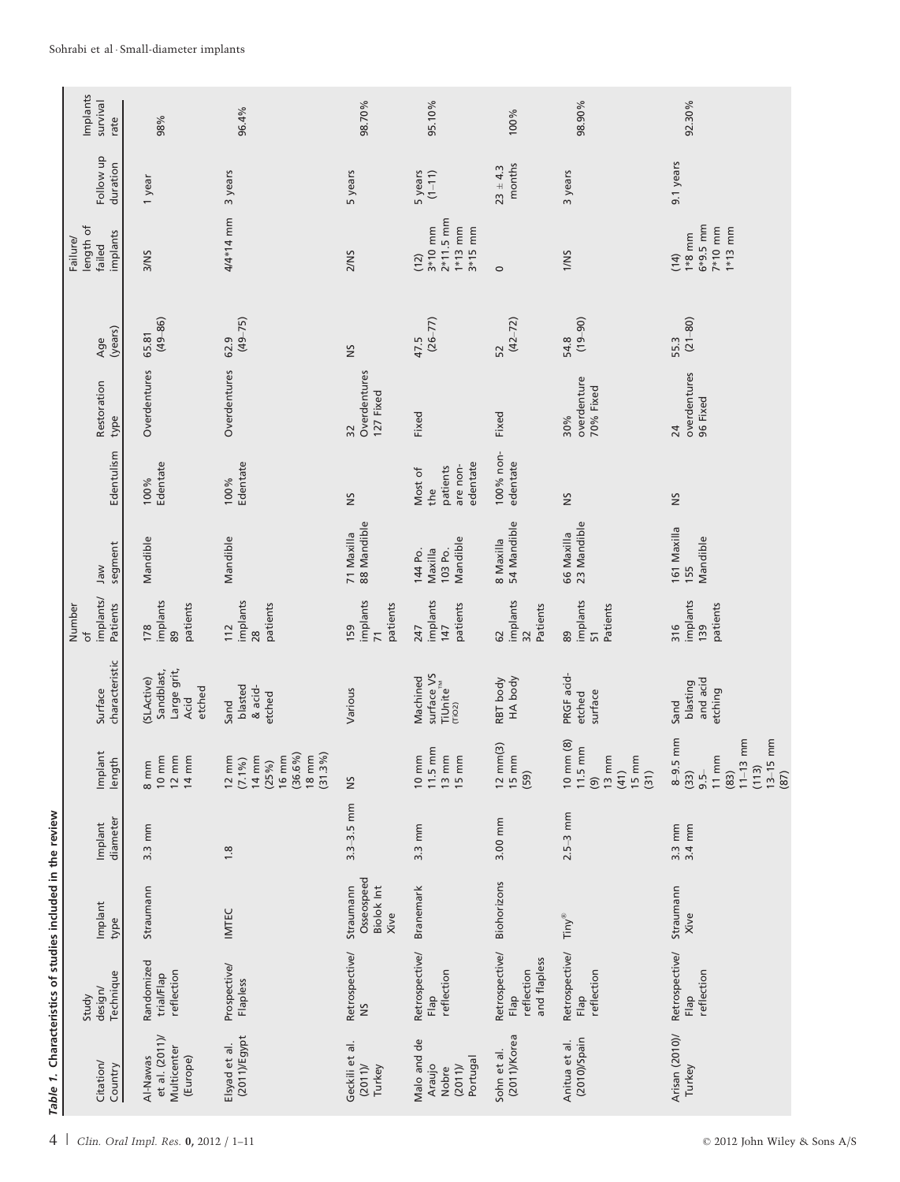*Table 1.* **Characteristics of studies included in the review**

| Citation/ Country | Study design/ Technique | Implant type | Implant diameter | Implant length | Surface characteristic | Number of implants/ Patients | Jaw segment | Edentulism | Restoration type | Age (years) | Failure/ length of failed implants | Follow up duration | Implants survival rate |
|---|---|---|---|---|---|---|---|---|---|---|---|---|---|
| Al-Nawas et al. (2011)/ Multicenter (Europe) | Randomized trial/Flap reflection | Straumann | 3.3 mm | 8 mm 10 mm 12 mm 14 mm | (SLActive) Sandblast, Large grit, Acid etched | 178 implants 89 patients | Mandible | 100% Edentate | Overdentures | 65.81 (49–86) | 3/NS | 1 year | 98% |
| Elsyad et al. (2011)/Egypt | Prospective/ Flapless | IMTEC | 1.8 | 12 mm (7.1%) 14 mm (25%) 16 mm (36.6%) 18 mm (31.3%) | Sand blasted & acid-etched | 112 implants 28 patients | Mandible | 100% Edentate | Overdentures | 62.9 (49–75) | 4/4*14 mm | 3 years | 96.4% |
| Geckili et al. (2011)/ Turkey | Retrospective/ NS | Straumann Osseospeed Biolok Int Xive | 3.3–3.5 mm | NS | Various | 159 implants 71 patients | 71 Maxilla 88 Mandible | NS | 32 Overdentures 127 Fixed | NS | 2/NS | 5 years | 98.70% |
| Malo and de Araujo Nobre (2011)/ Portugal | Retrospective/ Flap reflection | Branemark | 3.3 mm | 10 mm 11.5 mm 13 mm 15 mm | Machined surface VS TiUnite™ (TiO2) | 247 implants 147 patients | 144 Po. Maxilla 103 Po. Mandible | Most of the patients are non-edentate | Fixed | 47.5 (26–77) | (12) 3*10 mm 2*11.5 mm 1*13 mm 3*15 mm | 5 years (1–11) | 95.10% |
| Sohn et al. (2011)/Korea | Retrospective/ Flap reflection and flapless | Biohorizons | 3.00 mm | 12 mm(3) 15 mm (59) | RBT body HA body | 62 implants 32 Patients | 8 Maxilla 54 Mandible | 100% non-edentate | Fixed | 52 (42–72) | 0 | 23 ± 4.3 months | 100% |
| Anitua et al. (2010)/Spain | Retrospective/ Flap reflection | Tiny® | 2.5–3 mm | 10 mm (8) 11.5 mm (9) 13 mm (41) 15 mm (31) | PRGF acid-etched surface | 89 implants 51 Patients | 66 Maxilla 23 Mandible | NS | 30% overdenture 70% Fixed | 54.8 (19–90) | 1/NS | 3 years | 98.90% |
| Arisan (2010)/ Turkey | Retrospective/ Flap reflection | Straumann Xive | 3.3 mm 3.4 mm | 8–9.5 mm (33) 9.5–11 mm (83) 11–13 mm (113) 13–15 mm (87) | Sand blasting and acid etching | 316 implants 139 patients | 161 Maxilla 155 Mandible | NS | 24 overdentures 96 Fixed | 55.3 (21–80) | (14) 1*8 mm 6*9.5 mm 7*10 mm 1*13 mm | 9.1 years | 92.30% |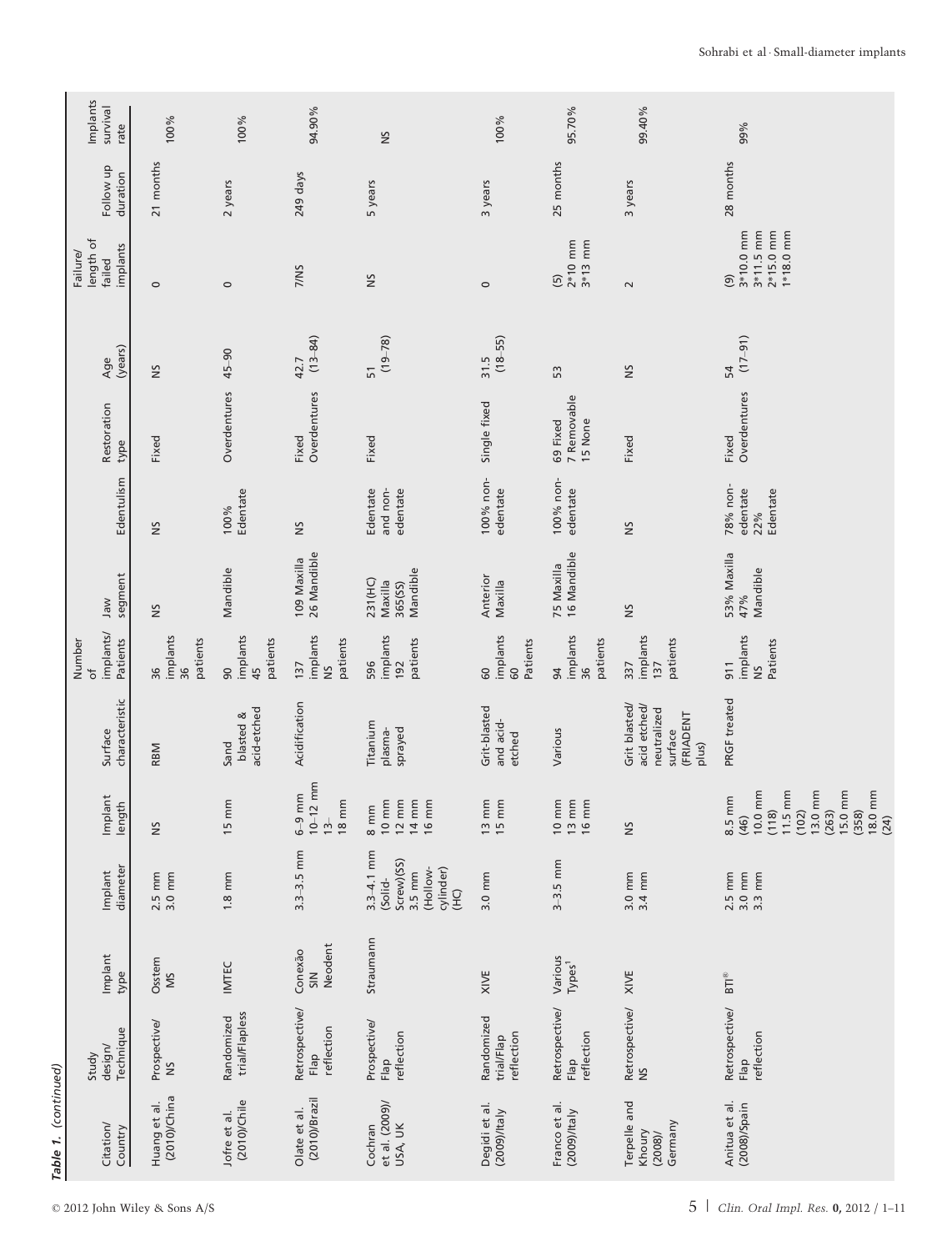*Table 1. (continued)*

| Citation/ Country | Study design/ Technique | Implant type | Implant diameter | Implant length | Surface characteristic | Number of implants/ Patients | Jaw segment | Edentulism | Restoration type | Age (years) | Failure/ length of failed implants | Follow up duration | Implants survival rate |
|---|---|---|---|---|---|---|---|---|---|---|---|---|---|
| Huang et al. (2010)/China | Prospective/ NS | Osstem MS | 2.5 mm 3.0 mm | NS | RBM | 36 implants 36 patients | NS | NS | Fixed | NS | 0 | 21 months | 100% |
| Jofre et al. (2010)/Chile | Randomized trial/Flapless | IMTEC | 1.8 mm | 15 mm | Sand blasted & acid-etched | 90 implants 45 patients | Mandible | 100% Edentate | Overdentures | 45–90 | 0 | 2 years | 100% |
| Olate et al. (2010)/Brazil | Retrospective/ Flap reflection | Conexão SIN Neodent | 3.3–3.5 mm | 6–9 mm 10–12 mm 13–18 mm | Acidification | 137 implants NS patients | 109 Maxilla 26 Mandible | NS | Fixed Overdentures | 42.7 (13–84) | 7/NS | 249 days | 94.90% |
| Cochran et al. (2009)/ USA, UK | Prospective/ Flap reflection | Straumann | 3.3–4.1 mm (Solid-Screw)(SS) 3.5 mm (Hollow-cylinder) (HC) | 8 mm 10 mm 12 mm 14 mm 16 mm | Titanium plasma-sprayed | 596 implants 192 patients | 231(HC) Maxilla 365(SS) Mandible | Edentate and non-edentate | Fixed | 51 (19–78) | NS | 5 years | NS |
| Degidi et al. (2009)/Italy | Randomized trial/Flap reflection | XIVE | 3.0 mm | 13 mm 15 mm | Grit-blasted and acid-etched | 60 implants 60 Patients | Anterior Maxilla | 100% non-edentate | Single fixed | 31.5 (18–55) | 0 | 3 years | 100% |
| Franco et al. (2009)/Italy | Retrospective/ Flap reflection | Various Types[1] | 3–3.5 mm | 10 mm 13 mm 16 mm | Various | 94 implants 36 patients | 75 Maxilla 16 Mandible | 100% non-edentate | 69 Fixed 7 Removable 15 None | 53 | (5) 2*10 mm 3*13 mm | 25 months | 95.70% |
| Terpelle and Khoury (2008)/ Germany | Retrospective/ NS | XIVE | 3.0 mm 3.4 mm | NS | Grit blasted/ acid etched/ neutralized surface (FRIADENT plus) | 337 implants 137 patients | NS | NS | Fixed | NS | 2 | 3 years | 99.40% |
| Anitua et al. (2008)/Spain | Retrospective/ Flap reflection | BTI® | 2.5 mm 3.0 mm 3.3 mm | 8.5 mm (46) 10.0 mm (118) 11.5 mm (102) 13.0 mm (263) 15.0 mm (358) 18.0 mm (24) | PRGF treated | 911 implants NS Patients | 53% Maxilla 47% Mandible | 78% non-edentate 22% Edentate | Fixed Overdentures | 54 (17–91) | (9) 3*10.0 mm 3*11.5 mm 2*15.0 mm 1*18.0 mm | 28 months | 99% |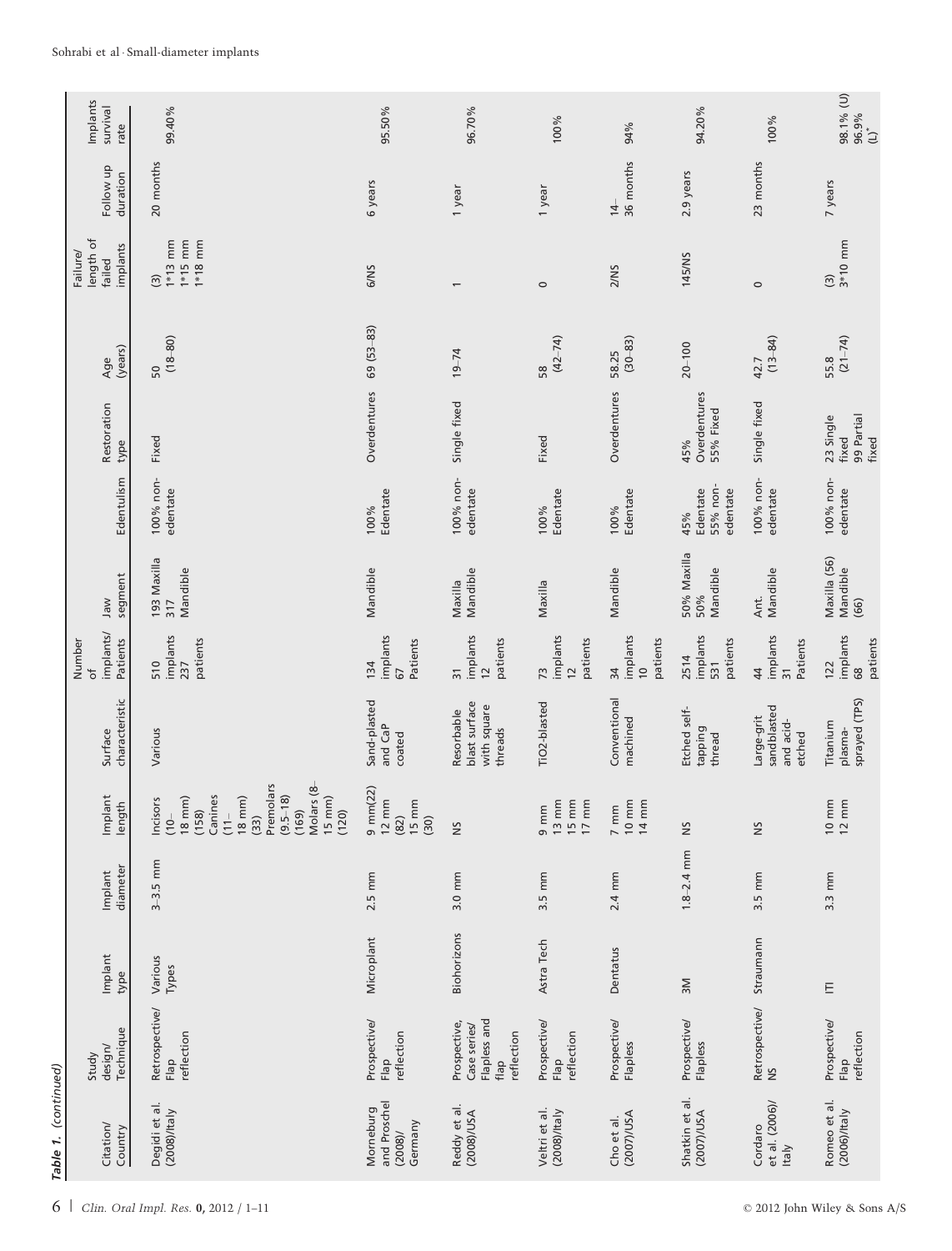*Table 1. (continued)*

| Citation/ Country | Study design/ Technique | Implant type | Implant diameter | Implant length | Surface characteristic | Number of implants/ Patients | Jaw segment | Edentulism | Restoration type | Age (years) | Failure/ length of failed implants | Follow up duration | Implants survival rate |
|---|---|---|---|---|---|---|---|---|---|---|---|---|---|
| Degidi et al. (2008)/Italy | Retrospective/ Flap reflection | Various Types | 3–3.5 mm | Incisors (10–18 mm) (158) Canines (11–18 mm) (33) Premolars (9.5–18) (169) Molars (8–15 mm) (120) | Various | 510 implants 237 patients | 193 Maxilla 317 Mandible | 100% non-edentate | Fixed | 50 (18–80) | (3) 1*13 mm 1*15 mm 1*18 mm | 20 months | 99.40% |
| Morneburg and Proschel (2008)/ Germany | Prospective/ Flap reflection | Microplant | 2.5 mm | 9 mm(22) 12 mm (82) 15 mm (30) | Sand-plasted and CaP coated | 134 implants 67 Patients | Mandible | 100% Edentate | Overdentures | 69 (53–83) | 6/NS | 6 years | 95.50% |
| Reddy et al. (2008)/USA | Prospective, Case series/ Flapless and flap reflection | Biohorizons | 3.0 mm | NS | Resorbable blast surface with square threads | 31 implants 12 patients | Maxilla Mandible | 100% non-edentate | Single fixed | 19–74 | 1 | 1 year | 96.70% |
| Veltri et al. (2008)/Italy | Prospective/ Flap reflection | Astra Tech | 3.5 mm | 9 mm 13 mm 15 mm 17 mm | TiO2-blasted | 73 implants 12 patients | Maxilla | 100% Edentate | Fixed | 58 (42–74) | 0 | 1 year | 100% |
| Cho et al. (2007)/USA | Prospective/ Flapless | Dentatus | 2.4 mm | 7 mm 10 mm 14 mm | Conventional machined | 34 implants 10 patients | Mandible | 100% Edentate | Overdentures | 58.25 (30–83) | 2/NS | 14–36 months | 94% |
| Shatkin et al. (2007)/USA | Prospective/ Flapless | 3M | 1.8–2.4 mm | NS | Etched self-tapping thread | 2514 implants 531 patients | 50% Maxilla 50% Mandible | 45% Edentate 55% non-edentate | 45% Overdentures 55% Fixed | 20–100 | 145/NS | 2.9 years | 94.20% |
| Cordaro et al. (2006)/ Italy | Retrospective/ NS | Straumann | 3.5 mm | NS | Large-grit sandblasted and acid-etched | 44 implants 31 Patients | Ant. Mandible | 100% non-edentate | Single fixed | 42.7 (13–84) | 0 | 23 months | 100% |
| Romeo et al. (2006)/Italy | Prospective/ Flap reflection | ITI | 3.3 mm | 10 mm 12 mm | Titanium plasma-sprayed (TPS) | 122 implants 68 patients | Maxilla (56) Mandible (66) | 100% non-edentate | 23 Single fixed 99 Partial fixed | 55.8 (21–74) | (3) 3*10 mm | 7 years | 98.1% (U) 96.9% (L)* |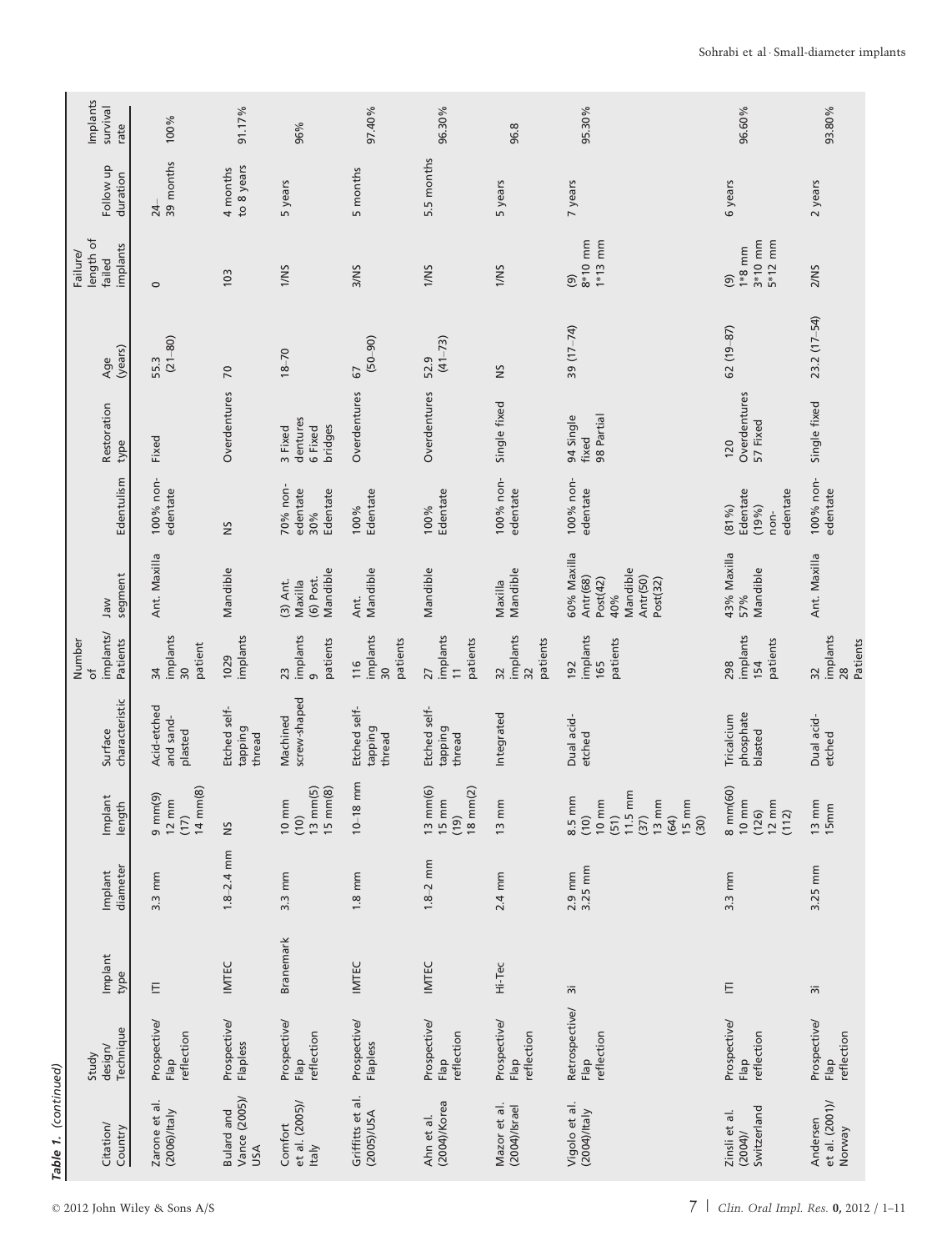*Table 1. (continued)*

| Citation/ Country | Study design/ Technique | Implant type | Implant diameter | Implant length | Surface characteristic | Number of implants/ Patients | Jaw segment | Edentulism | Restoration type | Age (years) | Failure/ length of failed implants | Follow up duration | Implants survival rate |
|---|---|---|---|---|---|---|---|---|---|---|---|---|---|
| Zarone et al. (2006)/Italy | Prospective/ Flap reflection | ITI | 3.3 mm | 9 mm(9) 12 mm (17) 14 mm(8) | Acid-etched and sand-plasted | 34 implants 30 patient | Ant. Maxilla | 100% non-edentate | Fixed | 55.3 (21–80) | 0 | 24–39 months | 100% |
| Bulard and Vance (2005)/ USA | Prospective/ Flapless | IMTEC | 1.8–2.4 mm | NS | Etched self-tapping thread | 1029 implants | Mandible | NS | Overdentures | 70 | 103 | 4 months to 8 years | 91.17% |
| Comfort et al. (2005)/ Italy | Prospective/ Flap reflection | Branemark | 3.3 mm | 10 mm (10) 13 mm(5) 15 mm(8) | Machined screw-shaped | 23 implants 9 patients | (3) Ant. Maxilla (6) Post. Mandible | 70% non-edentate 30% Edentate | 3 Fixed dentures 6 Fixed bridges | 18–70 | 1/NS | 5 years | 96% |
| Griffitts et al. (2005)/USA | Prospective/ Flapless | IMTEC | 1.8 mm | 10–18 mm | Etched self-tapping thread | 116 implants 30 patients | Ant. Mandible | 100% Edentate | Overdentures | 67 (50–90) | 3/NS | 5 months | 97.40% |
| Ahn et al. (2004)/Korea | Prospective/ Flap reflection | IMTEC | 1.8–2 mm | 13 mm(6) 15 mm (19) 18 mm(2) | Etched self-tapping thread | 27 implants 11 patients | Mandible | 100% Edentate | Overdentures | 52.9 (41–73) | 1/NS | 5.5 months | 96.30% |
| Mazor et al. (2004)/Israel | Prospective/ Flap reflection | Hi-Tec | 2.4 mm | 13 mm | Integrated | 32 implants 32 patients | Maxilla Mandible | 100% non-edentate | Single fixed | NS | 1/NS | 5 years | 96.8 |
| Vigolo et al. (2004)/Italy | Retrospective/ Flap reflection | 3i | 2.9 mm 3.25 mm | 8.5 mm (10) 10 mm (51) 11.5 mm (37) 13 mm (64) 15 mm (30) | Dual acid-etched | 192 implants 165 patients | 60% Maxilla Antr(68) Post(42) 40% Mandible Antr(50) Post(32) | 100% non-edentate | 94 Single fixed 98 Partial | 39 (17–74) | (9) 8*10 mm 1*13 mm | 7 years | 95.30% |
| Zinsli et al. (2004)/ Switzerland | Prospective/ Flap reflection | ITI | 3.3 mm | 8 mm(60) 10 mm (126) 12 mm (112) | Tricalcium phosphate blasted | 298 implants 154 patients | 43% Maxilla 57% Mandible | (81%) Edentate (19%) non-edentate | 120 Overdentures 57 Fixed | 62 (19–87) | (9) 1*8 mm 3*10 mm 5*12 mm | 6 years | 96.60% |
| Andersen et al. (2001)/ Norway | Prospective/ Flap reflection | 3i | 3.25 mm | 13 mm 15mm | Dual acid-etched | 32 implants 28 Patients | Ant. Maxilla | 100% non-edentate | Single fixed | 23.2 (17–54) | 2/NS | 2 years | 93.80% |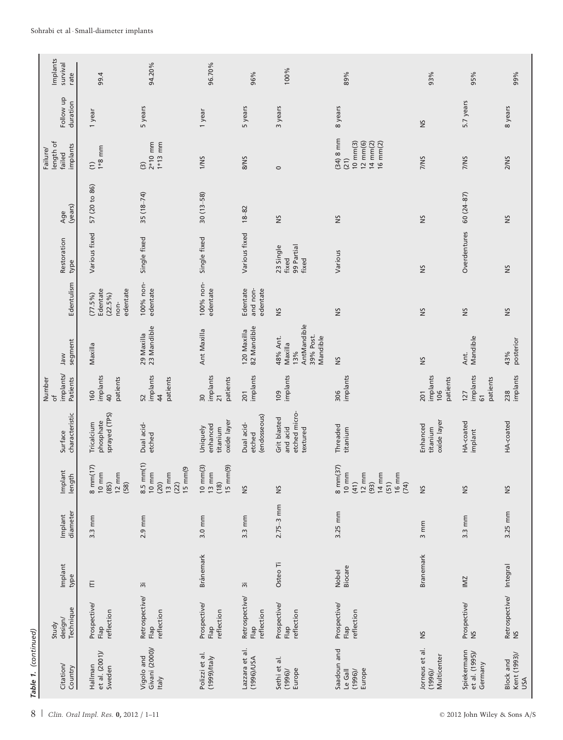*Table 1. (continued)*

| Citation/ Country | Study design/ Technique | Implant type | Implant diameter | Implant length | Surface characteristic | Number of implants/ Patients | Jaw segment | Edentulism | Restoration type | Age (years) | Failure/ length of failed implants | Follow up duration | Implants survival rate |
|---|---|---|---|---|---|---|---|---|---|---|---|---|---|
| Hallman et al. (2001)/ Sweden | Prospective/ Flap reflection | ITI | 3.3 mm | 8 mm(17) 10 mm (85) 12 mm (58) | Tricalcium phosphate sprayed (TPS) | 160 implants 40 patients | Maxilla | (77.5%) Edentate (22.5%) non-edentate | Various fixed | 57 (20 to 86) | (1) 1*8 mm | 1 year | 99.4 |
| Vigolo and Givani (2000)/ Italy | Retrospective/ Flap reflection | 3i | 2.9 mm | 8.5 mm(1) 10 mm (20) 13 mm (22) 15 mm(9 | Dual acid-etched | 52 implants 44 patients | 29 Maxilla 23 Mandible | 100% non-edentate | Single fixed | 35 (18–74) | (3) 2*10 mm 1*13 mm | 5 years | 94.20% |
| Polizzi et al. (1999)/Italy | Prospective/ Flap reflection | Brånemark | 3.0 mm | 10 mm(3) 13 mm (18) 15 mm(9) | Uniquely enhanced titanium oxide layer | 30 implants 21 patients | Ant Maxilla | 100% non-edentate | Single fixed | 30 (13–58) | 1/NS | 1 year | 96.70% |
| Lazzara et al. (1996)/USA | Retrospective/ Flap reflection | 3i | 3.3 mm | NS | Dual acid-etched (endosseous) | 201 implants | 120 Maxilla 82 Mandible | Edentate and non-edentate | Various fixed | 18–82 | 8/NS | 5 years | 96% |
| Sethi et al. (1996)/ Europe | Prospective/ Flap reflection | Osteo Ti | 2.75–3 mm | NS | Grit blasted and acid etched micro-textured | 109 implants | 48% Ant. Maxilla 13% AntMandible 39% Post. Mandible | NS | 23 Single fixed 99 Partial fixed | NS | 0 | 3 years | 100% |
| Saadoun and Le Gall (1996)/ Europe | Prospective/ Flap reflection | Nobel Biocare | 3.25 mm | 8 mm(37) 10 mm (41) 12 mm (93) 14 mm (51) 16 mm (74) | Threaded titanium | 306 implants | NS | NS | Various | NS | (34) 8 mm (21) 10 mm(3) 12 mm(6) 14 mm(2) 16 mm(2) | 8 years | 89% |
| Jorneus et al. (1996)/ Multicenter | NS | Branemark | 3 mm | NS | Enhanced titanium oxide layer | 201 implants 106 patients | NS | NS | NS | NS | 7/NS | NS | 93% |
| Spiekermann et al. (1995)/ Germany | Prospective/ NS | IMZ | 3.3 mm | NS | HA-coated implant | 127 implants 61 patients | Ant. Mandible | NS | Overdentures | 60 (24–87) | 7/NS | 5.7 years | 95% |
| Block and Kent (1993)/ USA | Retrospective/ NS | Integral | 3.25 mm | NS | HA-coated | 238 implants | 43% posterior | NS | NS | NS | 2/NS | 8 years | 99% |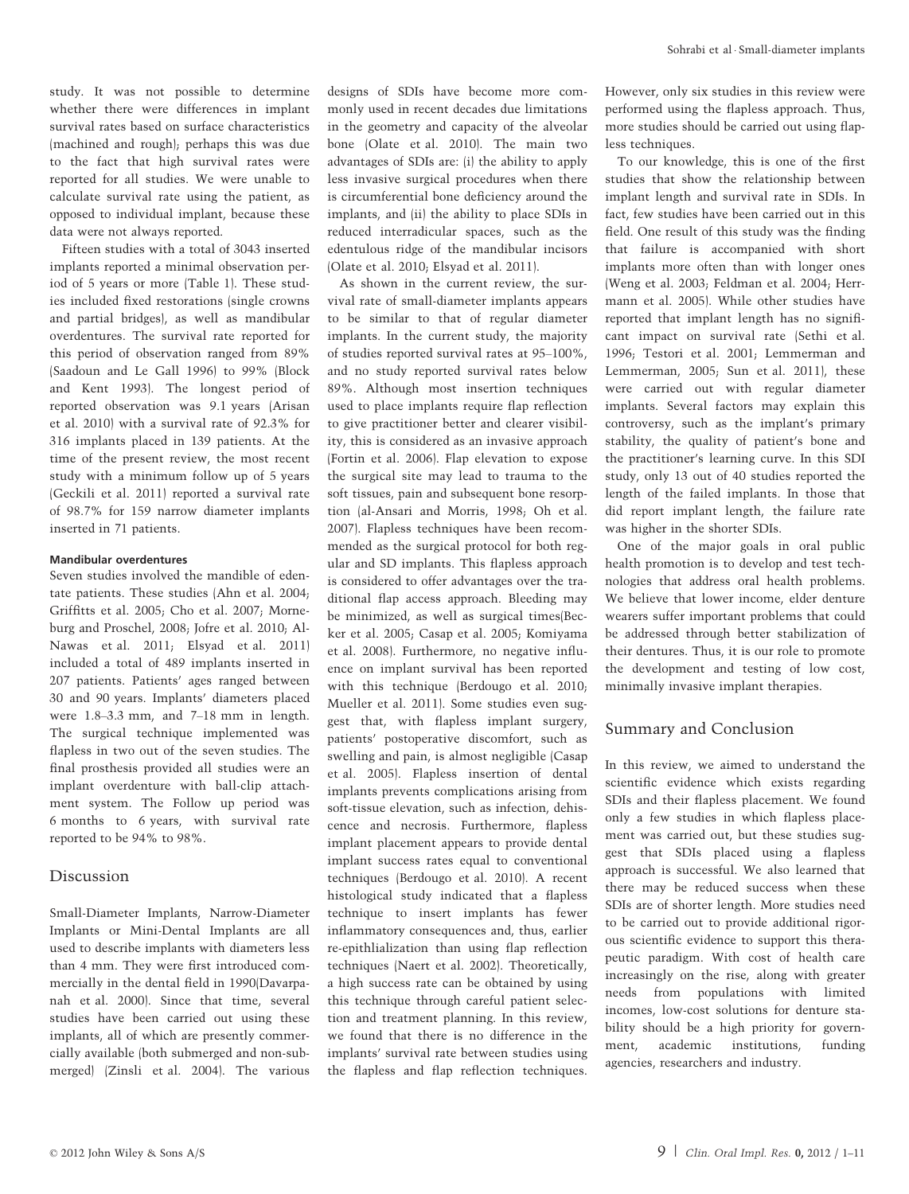study. It was not possible to determine whether there were differences in implant survival rates based on surface characteristics (machined and rough); perhaps this was due to the fact that high survival rates were reported for all studies. We were unable to calculate survival rate using the patient, as opposed to individual implant, because these data were not always reported.

Fifteen studies with a total of 3043 inserted implants reported a minimal observation period of 5 years or more (Table 1). These studies included fixed restorations (single crowns and partial bridges), as well as mandibular overdentures. The survival rate reported for this period of observation ranged from 89% (Saadoun and Le Gall 1996) to 99% (Block and Kent 1993). The longest period of reported observation was 9.1 years (Arisan et al. 2010) with a survival rate of 92.3% for 316 implants placed in 139 patients. At the time of the present review, the most recent study with a minimum follow up of 5 years (Geckili et al. 2011) reported a survival rate of 98.7% for 159 narrow diameter implants inserted in 71 patients.

#### Mandibular overdentures

Seven studies involved the mandible of edentate patients. These studies (Ahn et al. 2004; Griffitts et al. 2005; Cho et al. 2007; Morneburg and Proschel, 2008; Jofre et al. 2010; Al-Nawas et al. 2011; Elsyad et al. 2011) included a total of 489 implants inserted in 207 patients. Patients' ages ranged between 30 and 90 years. Implants' diameters placed were 1.8–3.3 mm, and 7–18 mm in length. The surgical technique implemented was flapless in two out of the seven studies. The final prosthesis provided all studies were an implant overdenture with ball-clip attachment system. The Follow up period was 6 months to 6 years, with survival rate reported to be 94% to 98%.

## Discussion

Small-Diameter Implants, Narrow-Diameter Implants or Mini-Dental Implants are all used to describe implants with diameters less than 4 mm. They were first introduced commercially in the dental field in 1990(Davarpanah et al. 2000). Since that time, several studies have been carried out using these implants, all of which are presently commercially available (both submerged and non-submerged) (Zinsli et al. 2004). The various designs of SDIs have become more commonly used in recent decades due limitations in the geometry and capacity of the alveolar bone (Olate et al. 2010). The main two advantages of SDIs are: (i) the ability to apply less invasive surgical procedures when there is circumferential bone deficiency around the implants, and (ii) the ability to place SDIs in reduced interradicular spaces, such as the edentulous ridge of the mandibular incisors (Olate et al. 2010; Elsyad et al. 2011).

As shown in the current review, the survival rate of small-diameter implants appears to be similar to that of regular diameter implants. In the current study, the majority of studies reported survival rates at 95–100%, and no study reported survival rates below 89%. Although most insertion techniques used to place implants require flap reflection to give practitioner better and clearer visibility, this is considered as an invasive approach (Fortin et al. 2006). Flap elevation to expose the surgical site may lead to trauma to the soft tissues, pain and subsequent bone resorption (al-Ansari and Morris, 1998; Oh et al. 2007). Flapless techniques have been recommended as the surgical protocol for both regular and SD implants. This flapless approach is considered to offer advantages over the traditional flap access approach. Bleeding may be minimized, as well as surgical times(Becker et al. 2005; Casap et al. 2005; Komiyama et al. 2008). Furthermore, no negative influence on implant survival has been reported with this technique (Berdougo et al. 2010; Mueller et al. 2011). Some studies even suggest that, with flapless implant surgery, patients' postoperative discomfort, such as swelling and pain, is almost negligible (Casap et al. 2005). Flapless insertion of dental implants prevents complications arising from soft-tissue elevation, such as infection, dehiscence and necrosis. Furthermore, flapless implant placement appears to provide dental implant success rates equal to conventional techniques (Berdougo et al. 2010). A recent histological study indicated that a flapless technique to insert implants has fewer inflammatory consequences and, thus, earlier re-epithlialization than using flap reflection techniques (Naert et al. 2002). Theoretically, a high success rate can be obtained by using this technique through careful patient selection and treatment planning. In this review, we found that there is no difference in the implants' survival rate between studies using the flapless and flap reflection techniques. However, only six studies in this review were performed using the flapless approach. Thus, more studies should be carried out using flapless techniques.

To our knowledge, this is one of the first studies that show the relationship between implant length and survival rate in SDIs. In fact, few studies have been carried out in this field. One result of this study was the finding that failure is accompanied with short implants more often than with longer ones (Weng et al. 2003; Feldman et al. 2004; Herrmann et al. 2005). While other studies have reported that implant length has no significant impact on survival rate (Sethi et al. 1996; Testori et al. 2001; Lemmerman and Lemmerman, 2005; Sun et al. 2011), these were carried out with regular diameter implants. Several factors may explain this controversy, such as the implant's primary stability, the quality of patient's bone and the practitioner's learning curve. In this SDI study, only 13 out of 40 studies reported the length of the failed implants. In those that did report implant length, the failure rate was higher in the shorter SDIs.

One of the major goals in oral public health promotion is to develop and test technologies that address oral health problems. We believe that lower income, elder denture wearers suffer important problems that could be addressed through better stabilization of their dentures. Thus, it is our role to promote the development and testing of low cost, minimally invasive implant therapies.

## Summary and Conclusion

In this review, we aimed to understand the scientific evidence which exists regarding SDIs and their flapless placement. We found only a few studies in which flapless placement was carried out, but these studies suggest that SDIs placed using a flapless approach is successful. We also learned that there may be reduced success when these SDIs are of shorter length. More studies need to be carried out to provide additional rigorous scientific evidence to support this therapeutic paradigm. With cost of health care increasingly on the rise, along with greater needs from populations with limited incomes, low-cost solutions for denture stability should be a high priority for government, academic institutions, funding agencies, researchers and industry.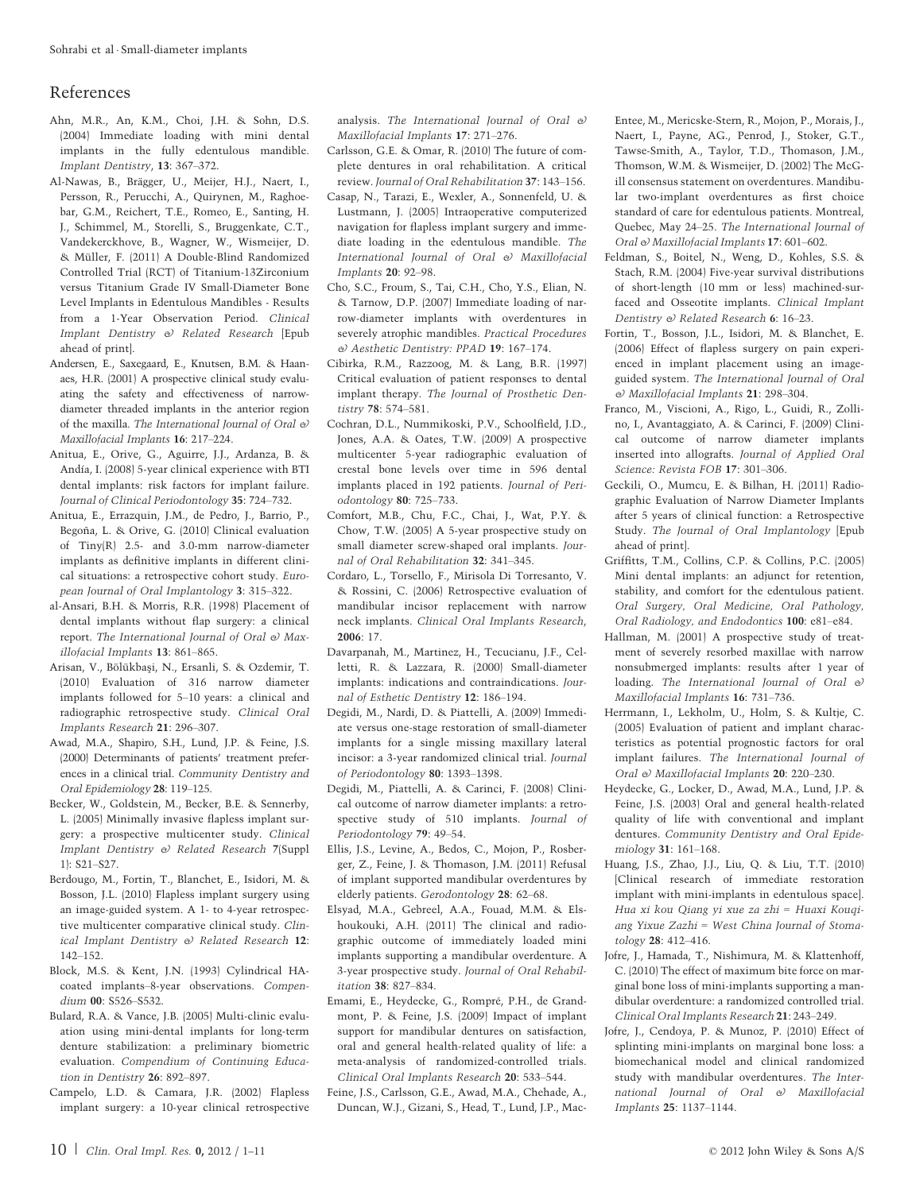## References

Ahn, M.R., An, K.M., Choi, J.H. & Sohn, D.S. (2004) Immediate loading with mini dental implants in the fully edentulous mandible. *Implant Dentistry*, **13**: 367–372.

Al-Nawas, B., Brägger, U., Meijer, H.J., Naert, I., Persson, R., Perucchi, A., Quirynen, M., Raghoebar, G.M., Reichert, T.E., Romeo, E., Santing, H. J., Schimmel, M., Storelli, S., Bruggenkate, C.T., Vandekerckhove, B., Wagner, W., Wismeijer, D. & Müller, F. (2011) A Double-Blind Randomized Controlled Trial (RCT) of Titanium-13Zirconium versus Titanium Grade IV Small-Diameter Bone Level Implants in Edentulous Mandibles - Results from a 1-Year Observation Period. *Clinical Implant Dentistry & Related Research* [Epub ahead of print].

Andersen, E., Saxegaard, E., Knutsen, B.M. & Haanaes, H.R. (2001) A prospective clinical study evaluating the safety and effectiveness of narrow-diameter threaded implants in the anterior region of the maxilla. *The International Journal of Oral & Maxillofacial Implants* **16**: 217–224.

Anitua, E., Orive, G., Aguirre, J.J., Ardanza, B. & Andía, I. (2008) 5-year clinical experience with BTI dental implants: risk factors for implant failure. *Journal of Clinical Periodontology* **35**: 724–732.

Anitua, E., Errazquin, J.M., de Pedro, J., Barrio, P., Begoña, L. & Orive, G. (2010) Clinical evaluation of Tiny(R) 2.5- and 3.0-mm narrow-diameter implants as definitive implants in different clinical situations: a retrospective cohort study. *European Journal of Oral Implantology* **3**: 315–322.

al-Ansari, B.H. & Morris, R.R. (1998) Placement of dental implants without flap surgery: a clinical report. *The International Journal of Oral & Maxillofacial Implants* **13**: 861–865.

Arisan, V., Bölükbaşi, N., Ersanli, S. & Ozdemir, T. (2010) Evaluation of 316 narrow diameter implants followed for 5–10 years: a clinical and radiographic retrospective study. *Clinical Oral Implants Research* **21**: 296–307.

Awad, M.A., Shapiro, S.H., Lund, J.P. & Feine, J.S. (2000) Determinants of patients' treatment preferences in a clinical trial. *Community Dentistry and Oral Epidemiology* **28**: 119–125.

Becker, W., Goldstein, M., Becker, B.E. & Sennerby, L. (2005) Minimally invasive flapless implant surgery: a prospective multicenter study. *Clinical Implant Dentistry & Related Research* **7**(Suppl 1): S21–S27.

Berdougo, M., Fortin, T., Blanchet, E., Isidori, M. & Bosson, J.L. (2010) Flapless implant surgery using an image-guided system. A 1- to 4-year retrospective multicenter comparative clinical study. *Clinical Implant Dentistry & Related Research* **12**: 142–152.

Block, M.S. & Kent, J.N. (1993) Cylindrical HA-coated implants–8-year observations. *Compendium* **00**: S526–S532.

Bulard, R.A. & Vance, J.B. (2005) Multi-clinic evaluation using mini-dental implants for long-term denture stabilization: a preliminary biometric evaluation. *Compendium of Continuing Education in Dentistry* **26**: 892–897.

Campelo, L.D. & Camara, J.R. (2002) Flapless implant surgery: a 10-year clinical retrospective analysis. *The International Journal of Oral & Maxillofacial Implants* **17**: 271–276.

Carlsson, G.E. & Omar, R. (2010) The future of complete dentures in oral rehabilitation. A critical review. *Journal of Oral Rehabilitation* **37**: 143–156.

Casap, N., Tarazi, E., Wexler, A., Sonnenfeld, U. & Lustmann, J. (2005) Intraoperative computerized navigation for flapless implant surgery and immediate loading in the edentulous mandible. *The International Journal of Oral & Maxillofacial Implants* **20**: 92–98.

Cho, S.C., Froum, S., Tai, C.H., Cho, Y.S., Elian, N. & Tarnow, D.P. (2007) Immediate loading of narrow-diameter implants with overdentures in severely atrophic mandibles. *Practical Procedures & Aesthetic Dentistry: PPAD* **19**: 167–174.

Cibirka, R.M., Razzoog, M. & Lang, B.R. (1997) Critical evaluation of patient responses to dental implant therapy. *The Journal of Prosthetic Dentistry* **78**: 574–581.

Cochran, D.L., Nummikoski, P.V., Schoolfield, J.D., Jones, A.A. & Oates, T.W. (2009) A prospective multicenter 5-year radiographic evaluation of crestal bone levels over time in 596 dental implants placed in 192 patients. *Journal of Periodontology* **80**: 725–733.

Comfort, M.B., Chu, F.C., Chai, J., Wat, P.Y. & Chow, T.W. (2005) A 5-year prospective study on small diameter screw-shaped oral implants. *Journal of Oral Rehabilitation* **32**: 341–345.

Cordaro, L., Torsello, F., Mirisola Di Torresanto, V. & Rossini, C. (2006) Retrospective evaluation of mandibular incisor replacement with narrow neck implants. *Clinical Oral Implants Research*, **2006**: 17.

Davarpanah, M., Martinez, H., Tecucianu, J.F., Celletti, R. & Lazzara, R. (2000) Small-diameter implants: indications and contraindications. *Journal of Esthetic Dentistry* **12**: 186–194.

Degidi, M., Nardi, D. & Piattelli, A. (2009) Immediate versus one-stage restoration of small-diameter implants for a single missing maxillary lateral incisor: a 3-year randomized clinical trial. *Journal of Periodontology* **80**: 1393–1398.

Degidi, M., Piattelli, A. & Carinci, F. (2008) Clinical outcome of narrow diameter implants: a retrospective study of 510 implants. *Journal of Periodontology* **79**: 49–54.

Ellis, J.S., Levine, A., Bedos, C., Mojon, P., Rosberger, Z., Feine, J. & Thomason, J.M. (2011) Refusal of implant supported mandibular overdentures by elderly patients. *Gerodontology* **28**: 62–68.

Elsyad, M.A., Gebreel, A.A., Fouad, M.M. & Elshoukouki, A.H. (2011) The clinical and radiographic outcome of immediately loaded mini implants supporting a mandibular overdenture. A 3-year prospective study. *Journal of Oral Rehabilitation* **38**: 827–834.

Emami, E., Heydecke, G., Rompré, P.H., de Grandmont, P. & Feine, J.S. (2009) Impact of implant support for mandibular dentures on satisfaction, oral and general health-related quality of life: a meta-analysis of randomized-controlled trials. *Clinical Oral Implants Research* **20**: 533–544.

Feine, J.S., Carlsson, G.E., Awad, M.A., Chehade, A., Duncan, W.J., Gizani, S., Head, T., Lund, J.P., MacEntee, M., Mericske-Stern, R., Mojon, P., Morais, J., Naert, I., Payne, AG., Penrod, J., Stoker, G.T., Tawse-Smith, A., Taylor, T.D., Thomason, J.M., Thomson, W.M. & Wismeijer, D. (2002) The McGill consensus statement on overdentures. Mandibular two-implant overdentures as first choice standard of care for edentulous patients. Montreal, Quebec, May 24–25. *The International Journal of Oral & Maxillofacial Implants* **17**: 601–602.

Feldman, S., Boitel, N., Weng, D., Kohles, S.S. & Stach, R.M. (2004) Five-year survival distributions of short-length (10 mm or less) machined-surfaced and Osseotite implants. *Clinical Implant Dentistry & Related Research* **6**: 16–23.

Fortin, T., Bosson, J.L., Isidori, M. & Blanchet, E. (2006) Effect of flapless surgery on pain experienced in implant placement using an image-guided system. *The International Journal of Oral & Maxillofacial Implants* **21**: 298–304.

Franco, M., Viscioni, A., Rigo, L., Guidi, R., Zollino, I., Avantaggiato, A. & Carinci, F. (2009) Clinical outcome of narrow diameter implants inserted into allografts. *Journal of Applied Oral Science: Revista FOB* **17**: 301–306.

Geckili, O., Mumcu, E. & Bilhan, H. (2011) Radiographic Evaluation of Narrow Diameter Implants after 5 years of Clinical function: a Retrospective Study. *The Journal of Oral Implantology* [Epub ahead of print].

Griffitts, T.M., Collins, C.P. & Collins, P.C. (2005) Mini dental implants: an adjunct for retention, stability, and comfort for the edentulous patient. *Oral Surgery, Oral Medicine, Oral Pathology, Oral Radiology, and Endodontics* **100**: e81–e84.

Hallman, M. (2001) A prospective study of treatment of severely resorbed maxillae with narrow nonsubmerged implants: results after 1 year of loading. *The International Journal of Oral & Maxillofacial Implants* **16**: 731–736.

Herrmann, I., Lekholm, U., Holm, S. & Kultje, C. (2005) Evaluation of patient and implant characteristics as potential prognostic factors for oral implant failures. *The International Journal of Oral & Maxillofacial Implants* **20**: 220–230.

Heydecke, G., Locker, D., Awad, M.A., Lund, J.P. & Feine, J.S. (2003) Oral and general health-related quality of life with conventional and implant dentures. *Community Dentistry and Oral Epidemiology* **31**: 161–168.

Huang, J.S., Zhao, J.J., Liu, Q. & Liu, T.T. (2010) [Clinical research of immediate restoration implant with mini-implants in edentulous space]. *Hua xi kou Qiang yi xue za zhi = Huaxi Kouqiang Yixue Zazhi = West China Journal of Stomatology* **28**: 412–416.

Jofre, J., Hamada, T., Nishimura, M. & Klattenhoff, C. (2010) The effect of maximum bite force on marginal bone loss of mini-implants supporting a mandibular overdenture: a randomized controlled trial. *Clinical Oral Implants Research* **21**: 243–249.

Jofre, J., Cendoya, P. & Munoz, P. (2010) Effect of splinting mini-implants on marginal bone loss: a biomechanical model and clinical randomized study with mandibular overdentures. *The International Journal of Oral & Maxillofacial Implants* **25**: 1137–1144.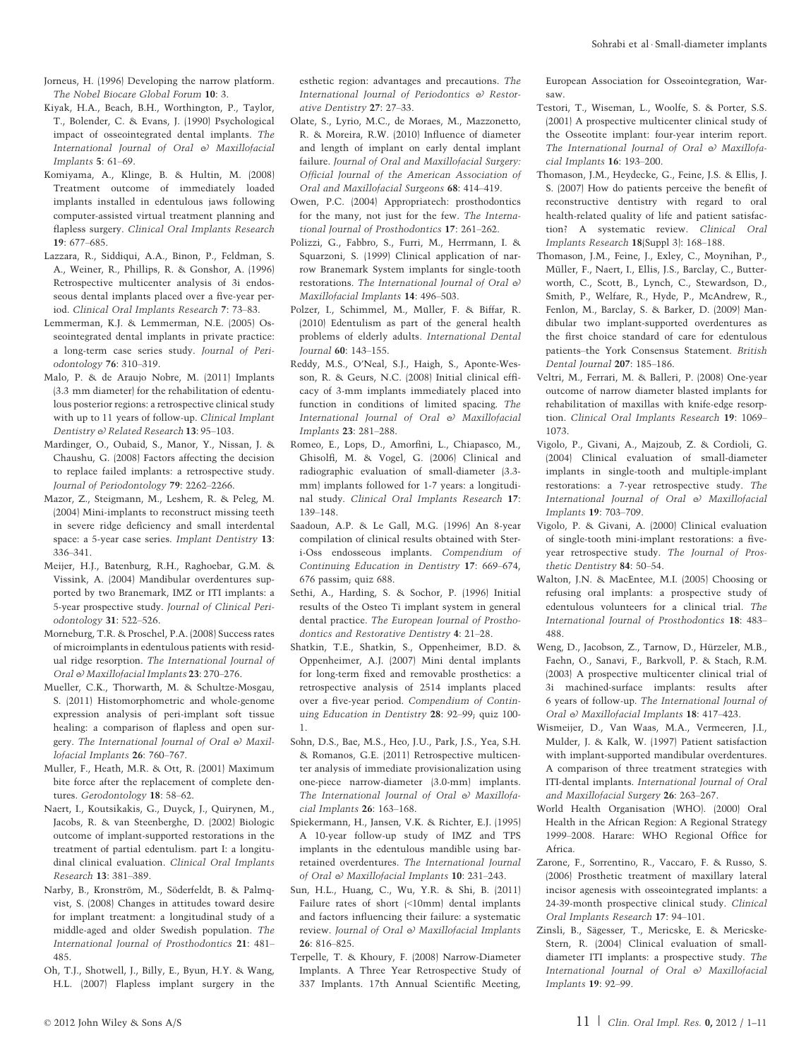Jorneus, H. (1996) Developing the narrow platform. *The Nobel Biocare Global Forum* **10**: 3.

Kiyak, H.A., Beach, B.H., Worthington, P., Taylor, T., Bolender, C. & Evans, J. (1990) Psychological impact of osseointegrated dental implants. *The International Journal of Oral & Maxillofacial Implants* **5**: 61–69.

Komiyama, A., Klinge, B. & Hultin, M. (2008) Treatment outcome of immediately loaded implants installed in edentulous jaws following computer-assisted virtual treatment planning and flapless surgery. *Clinical Oral Implants Research* **19**: 677–685.

Lazzara, R., Siddiqui, A.A., Binon, P., Feldman, S. A., Weiner, R., Phillips, R. & Gonshor, A. (1996) Retrospective multicenter analysis of 3i endosseous dental implants placed over a five-year period. *Clinical Oral Implants Research* **7**: 73–83.

Lemmerman, K.J. & Lemmerman, N.E. (2005) Osseointegrated dental implants in private practice: a long-term case series study. *Journal of Periodontology* **76**: 310–319.

Malo, P. & de Araujo Nobre, M. (2011) Implants (3.3 mm diameter) for the rehabilitation of edentulous posterior regions: a retrospective clinical study with up to 11 years of follow-up. *Clinical Implant Dentistry & Related Research* **13**: 95–103.

Mardinger, O., Oubaid, S., Manor, Y., Nissan, J. & Chaushu, G. (2008) Factors affecting the decision to replace failed implants: a retrospective study. *Journal of Periodontology* **79**: 2262–2266.

Mazor, Z., Steigmann, M., Leshem, R. & Peleg, M. (2004) Mini-implants to reconstruct missing teeth in severe ridge deficiency and small interdental space: a 5-year case series. *Implant Dentistry* **13**: 336–341.

Meijer, H.J., Batenburg, R.H., Raghoebar, G.M. & Vissink, A. (2004) Mandibular overdentures supported by two Branemark, IMZ or ITI implants: a 5-year prospective study. *Journal of Clinical Periodontology* **31**: 522–526.

Morneburg, T.R. & Proschel, P.A. (2008) Success rates of microimplants in edentulous patients with residual ridge resorption. *The International Journal of Oral & Maxillofacial Implants* **23**: 270–276.

Mueller, C.K., Thorwarth, M. & Schultze-Mosgau, S. (2011) Histomorphometric and whole-genome expression analysis of peri-implant soft tissue healing: a comparison of flapless and open surgery. *The International Journal of Oral & Maxillofacial Implants* **26**: 760–767.

Muller, F., Heath, M.R. & Ott, R. (2001) Maximum bite force after the replacement of complete dentures. *Gerodontology* **18**: 58–62.

Naert, I., Koutsikakis, G., Duyck, J., Quirynen, M., Jacobs, R. & van Steenberghe, D. (2002) Biologic outcome of implant-supported restorations in the treatment of partial edentulism. part I: a longitudinal clinical evaluation. *Clinical Oral Implants Research* **13**: 381–389.

Narby, B., Kronström, M., Söderfeldt, B. & Palmqvist, S. (2008) Changes in attitudes toward desire for implant treatment: a longitudinal study of a middle-aged and older Swedish population. *The International Journal of Prosthodontics* **21**: 481–485.

Oh, T.J., Shotwell, J., Billy, E., Byun, H.Y. & Wang, H.L. (2007) Flapless implant surgery in the esthetic region: advantages and precautions. *The International Journal of Periodontics & Restorative Dentistry* **27**: 27–33.

Olate, S., Lyrio, M.C., de Moraes, M., Mazzonetto, R. & Moreira, R.W. (2010) Influence of diameter and length of implant on early dental implant failure. *Journal of Oral and Maxillofacial Surgery: Official Journal of the American Association of Oral and Maxillofacial Surgeons* **68**: 414–419.

Owen, P.C. (2004) Appropriatech: prosthodontics for the many, not just for the few. *The International Journal of Prosthodontics* **17**: 261–262.

Polizzi, G., Fabbro, S., Furri, M., Herrmann, I. & Squarzoni, S. (1999) Clinical application of narrow Branemark System implants for single-tooth restorations. *The International Journal of Oral & Maxillofacial Implants* **14**: 496–503.

Polzer, I., Schimmel, M., Müller, F. & Biffar, R. (2010) Edentulism as part of the general health problems of elderly adults. *International Dental Journal* **60**: 143–155.

Reddy, M.S., O'Neal, S.J., Haigh, S., Aponte-Wesson, R. & Geurs, N.C. (2008) Initial clinical efficacy of 3-mm implants immediately placed into function in conditions of limited spacing. *The International Journal of Oral & Maxillofacial Implants* **23**: 281–288.

Romeo, E., Lops, D., Amorfini, L., Chiapasco, M., Ghisolfi, M. & Vogel, G. (2006) Clinical and radiographic evaluation of small-diameter (3.3-mm) implants followed for 1-7 years: a longitudinal study. *Clinical Oral Implants Research* **17**: 139–148.

Saadoun, A.P. & Le Gall, M.G. (1996) An 8-year compilation of clinical results obtained with Steri-Oss endosseous implants. *Compendium of Continuing Education in Dentistry* **17**: 669–674, 676 passim; quiz 688.

Sethi, A., Harding, S. & Sochor, P. (1996) Initial results of the Osteo Ti implant system in general dental practice. *The European Journal of Prosthodontics and Restorative Dentistry* **4**: 21–28.

Shatkin, T.E., Shatkin, S., Oppenheimer, B.D. & Oppenheimer, A.J. (2007) Mini dental implants for long-term fixed and removable prosthetics: a retrospective analysis of 2514 implants placed over a five-year period. *Compendium of Continuing Education in Dentistry* **28**: 92–99; quiz 100-1.

Sohn, D.S., Bae, M.S., Heo, J.U., Park, J.S., Yea, S.H. & Romanos, G.E. (2011) Retrospective multicenter analysis of immediate provisionalization using one-piece narrow-diameter (3.0-mm) implants. *The International Journal of Oral & Maxillofacial Implants* **26**: 163–168.

Spiekermann, H., Jansen, V.K. & Richter, E.J. (1995) A 10-year follow-up study of IMZ and TPS implants in the edentulous mandible using bar-retained overdentures. *The International Journal of Oral & Maxillofacial Implants* **10**: 231–243.

Sun, H.L., Huang, C., Wu, Y.R. & Shi, B. (2011) Failure rates of short (<10mm) dental implants and factors influencing their failure: a systematic review. *Journal of Oral & Maxillofacial Implants* **26**: 816–825.

Terpelle, T. & Khoury, F. (2008) Narrow-Diameter Implants. A Three Year Retrospective Study of 337 Implants. 17th Annual Scientific Meeting, European Association for Osseointegration, Warsaw.

Testori, T., Wiseman, L., Woolfe, S. & Porter, S.S. (2001) A prospective multicenter clinical study of the Osseotite implant: four-year interim report. *The International Journal of Oral & Maxillofacial Implants* **16**: 193–200.

Thomason, J.M., Heydecke, G., Feine, J.S. & Ellis, J. S. (2007) How do patients perceive the benefit of reconstructive dentistry with regard to oral health-related quality of life and patient satisfaction? A systematic review. *Clinical Oral Implants Research* **18**(Suppl 3): 168–188.

Thomason, J.M., Feine, J., Exley, C., Moynihan, P., Müller, F., Naert, I., Ellis, J.S., Barclay, C., Butterworth, C., Scott, B., Lynch, C., Stewardson, D., Smith, P., Welfare, R., Hyde, P., McAndrew, R., Fenlon, M., Barclay, S. & Barker, D. (2009) Mandibular two implant-supported overdentures as the first choice standard of care for edentulous patients–the York Consensus Statement. *British Dental Journal* **207**: 185–186.

Veltri, M., Ferrari, M. & Balleri, P. (2008) One-year outcome of narrow diameter blasted implants for rehabilitation of maxillas with knife-edge resorption. *Clinical Oral Implants Research* **19**: 1069–1073.

Vigolo, P., Givani, A., Majzoub, Z. & Cordioli, G. (2004) Clinical evaluation of small-diameter implants in single-tooth and multiple-implant restorations: a 7-year retrospective study. *The International Journal of Oral & Maxillofacial Implants* **19**: 703–709.

Vigolo, P. & Givani, A. (2000) Clinical evaluation of single-tooth mini-implant restorations: a five-year retrospective study. *The Journal of Prosthetic Dentistry* **84**: 50–54.

Walton, J.N. & MacEntee, M.I. (2005) Choosing or refusing oral implants: a prospective study of edentulous volunteers for a clinical trial. *The International Journal of Prosthodontics* **18**: 483–488.

Weng, D., Jacobson, Z., Tarnow, D., Hürzeler, M.B., Faehn, O., Sanavi, F., Barkvoll, P. & Stach, R.M. (2003) A prospective multicenter clinical trial of 3i machined-surface implants: results after 6 years of follow-up. *The International Journal of Oral & Maxillofacial Implants* **18**: 417–423.

Wismeijer, D., Van Waas, M.A., Vermeeren, J.I., Mulder, J. & Kalk, W. (1997) Patient satisfaction with implant-supported mandibular overdentures. A comparison of three treatment strategies with ITI-dental implants. *International Journal of Oral and Maxillofacial Surgery* **26**: 263–267.

World Health Organisation (WHO). (2000) Oral Health in the African Region: A Regional Strategy 1999–2008. Harare: WHO Regional Office for Africa.

Zarone, F., Sorrentino, R., Vaccaro, F. & Russo, S. (2006) Prosthetic treatment of maxillary lateral incisor agenesis with osseointegrated implants: a 24-39-month prospective clinical study. *Clinical Oral Implants Research* **17**: 94–101.

Zinsli, B., Sägesser, T., Mericske, E. & Mericske-Stern, R. (2004) Clinical evaluation of small-diameter ITI implants: a prospective study. *The International Journal of Oral & Maxillofacial Implants* **19**: 92–99.